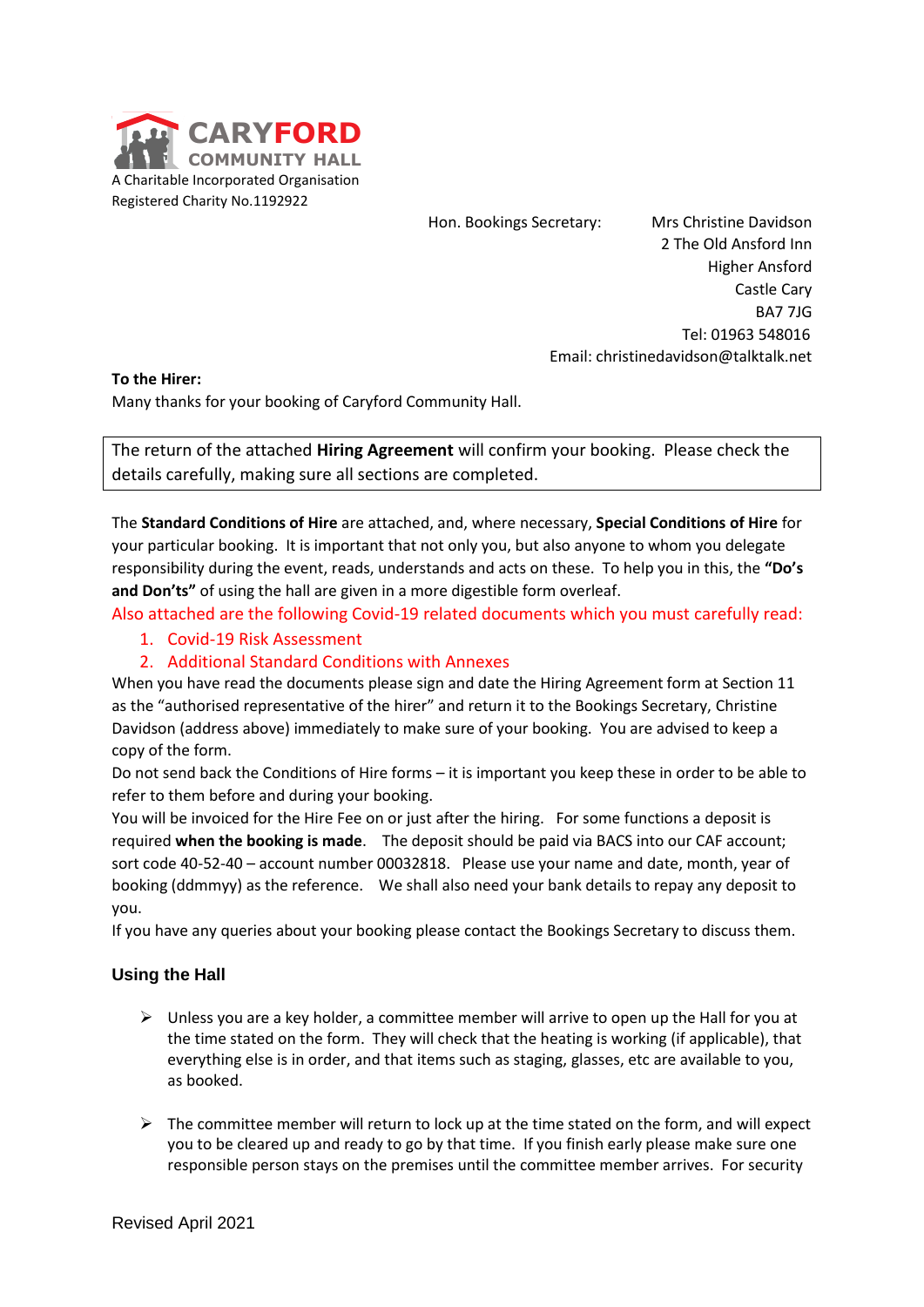**CARYFORD COMMUNITY HALL**

A Charitable Incorporated Organisation
Registered Charity No.1192922

Hon. Bookings Secretary: Mrs Christine Davidson
2 The Old Ansford Inn
Higher Ansford
Castle Cary
BA7 7JG
Tel: 01963 548016
Email: christinedavidson@talktalk.net

**To the Hirer:**
Many thanks for your booking of Caryford Community Hall.

> The return of the attached **Hiring Agreement** will confirm your booking. Please check the details carefully, making sure all sections are completed.

The **Standard Conditions of Hire** are attached, and, where necessary, **Special Conditions of Hire** for your particular booking. It is important that not only you, but also anyone to whom you delegate responsibility during the event, reads, understands and acts on these. To help you in this, the **"Do's and Don'ts"** of using the hall are given in a more digestible form overleaf.

Also attached are the following Covid-19 related documents which you must carefully read:

1. Covid-19 Risk Assessment
2. Additional Standard Conditions with Annexes

When you have read the documents please sign and date the Hiring Agreement form at Section 11 as the "authorised representative of the hirer" and return it to the Bookings Secretary, Christine Davidson (address above) immediately to make sure of your booking. You are advised to keep a copy of the form.

Do not send back the Conditions of Hire forms – it is important you keep these in order to be able to refer to them before and during your booking.

You will be invoiced for the Hire Fee on or just after the hiring. For some functions a deposit is required **when the booking is made**. The deposit should be paid via BACS into our CAF account; sort code 40-52-40 – account number 00032818. Please use your name and date, month, year of booking (ddmmyy) as the reference. We shall also need your bank details to repay any deposit to you.

If you have any queries about your booking please contact the Bookings Secretary to discuss them.

## Using the Hall

- Unless you are a key holder, a committee member will arrive to open up the Hall for you at the time stated on the form. They will check that the heating is working (if applicable), that everything else is in order, and that items such as staging, glasses, etc are available to you, as booked.

- The committee member will return to lock up at the time stated on the form, and will expect you to be cleared up and ready to go by that time. If you finish early please make sure one responsible person stays on the premises until the committee member arrives. For security

Revised April 2021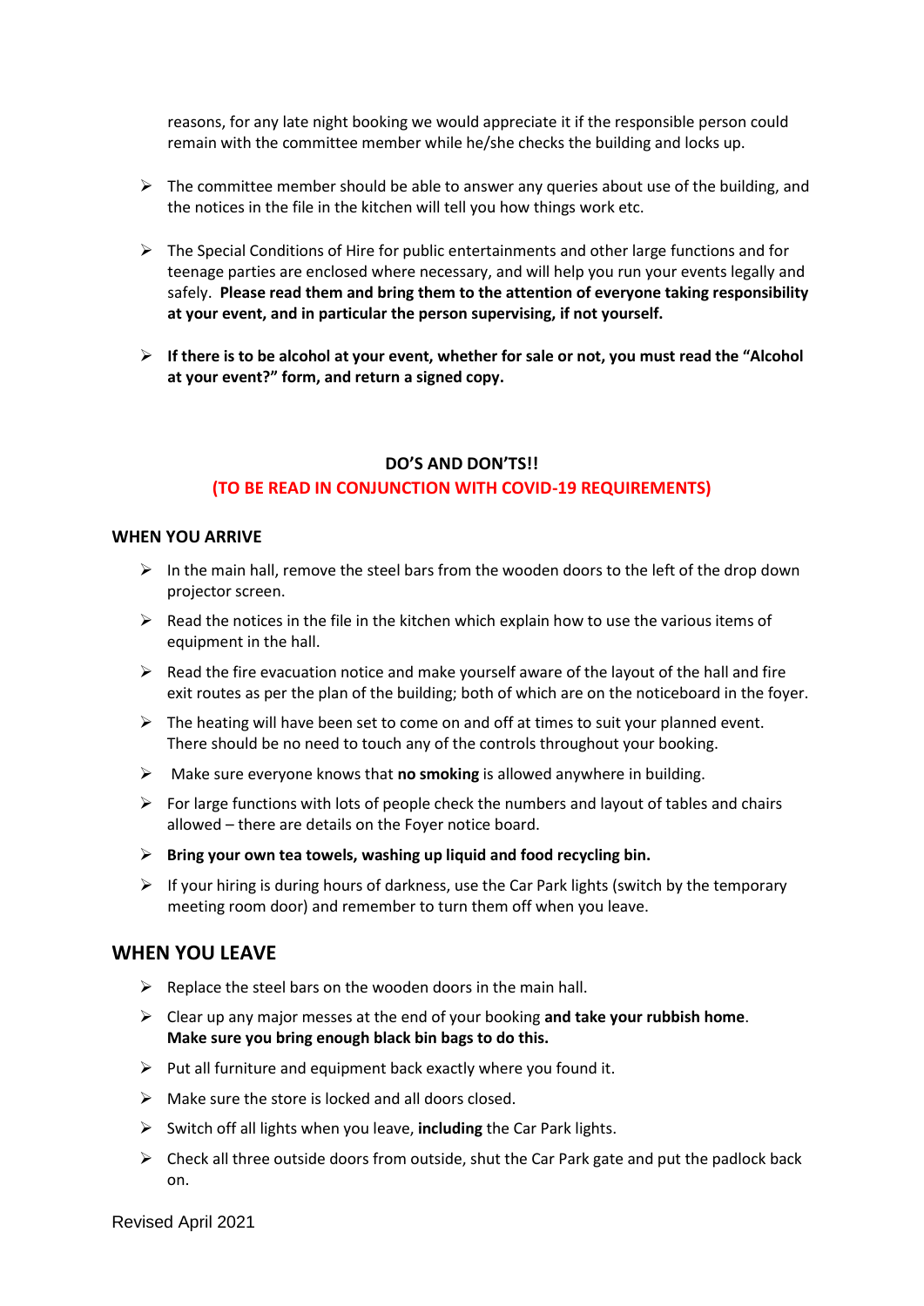reasons, for any late night booking we would appreciate it if the responsible person could remain with the committee member while he/she checks the building and locks up.

- The committee member should be able to answer any queries about use of the building, and the notices in the file in the kitchen will tell you how things work etc.
- The Special Conditions of Hire for public entertainments and other large functions and for teenage parties are enclosed where necessary, and will help you run your events legally and safely. **Please read them and bring them to the attention of everyone taking responsibility at your event, and in particular the person supervising, if not yourself.**
- **If there is to be alcohol at your event, whether for sale or not, you must read the "Alcohol at your event?" form, and return a signed copy.**

## DO'S AND DON'TS!!

**(TO BE READ IN CONJUNCTION WITH COVID-19 REQUIREMENTS)**

### WHEN YOU ARRIVE

- In the main hall, remove the steel bars from the wooden doors to the left of the drop down projector screen.
- Read the notices in the file in the kitchen which explain how to use the various items of equipment in the hall.
- Read the fire evacuation notice and make yourself aware of the layout of the hall and fire exit routes as per the plan of the building; both of which are on the noticeboard in the foyer.
- The heating will have been set to come on and off at times to suit your planned event. There should be no need to touch any of the controls throughout your booking.
- Make sure everyone knows that **no smoking** is allowed anywhere in building.
- For large functions with lots of people check the numbers and layout of tables and chairs allowed – there are details on the Foyer notice board.
- **Bring your own tea towels, washing up liquid and food recycling bin.**
- If your hiring is during hours of darkness, use the Car Park lights (switch by the temporary meeting room door) and remember to turn them off when you leave.

### WHEN YOU LEAVE

- Replace the steel bars on the wooden doors in the main hall.
- Clear up any major messes at the end of your booking **and take your rubbish home**. **Make sure you bring enough black bin bags to do this.**
- Put all furniture and equipment back exactly where you found it.
- Make sure the store is locked and all doors closed.
- Switch off all lights when you leave, **including** the Car Park lights.
- Check all three outside doors from outside, shut the Car Park gate and put the padlock back on.

Revised April 2021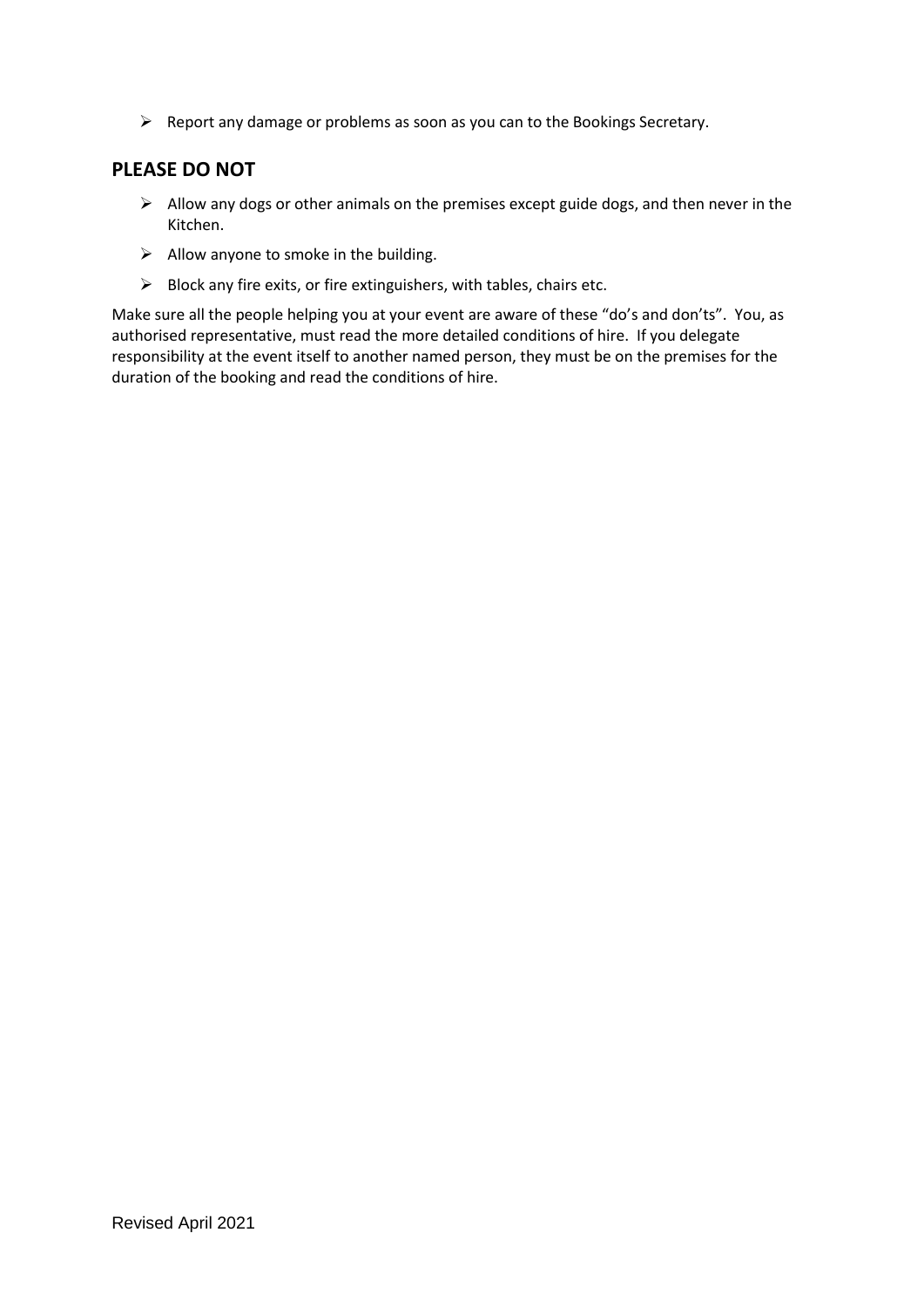- Report any damage or problems as soon as you can to the Bookings Secretary.

## PLEASE DO NOT

- Allow any dogs or other animals on the premises except guide dogs, and then never in the Kitchen.
- Allow anyone to smoke in the building.
- Block any fire exits, or fire extinguishers, with tables, chairs etc.

Make sure all the people helping you at your event are aware of these "do's and don'ts". You, as authorised representative, must read the more detailed conditions of hire. If you delegate responsibility at the event itself to another named person, they must be on the premises for the duration of the booking and read the conditions of hire.

Revised April 2021